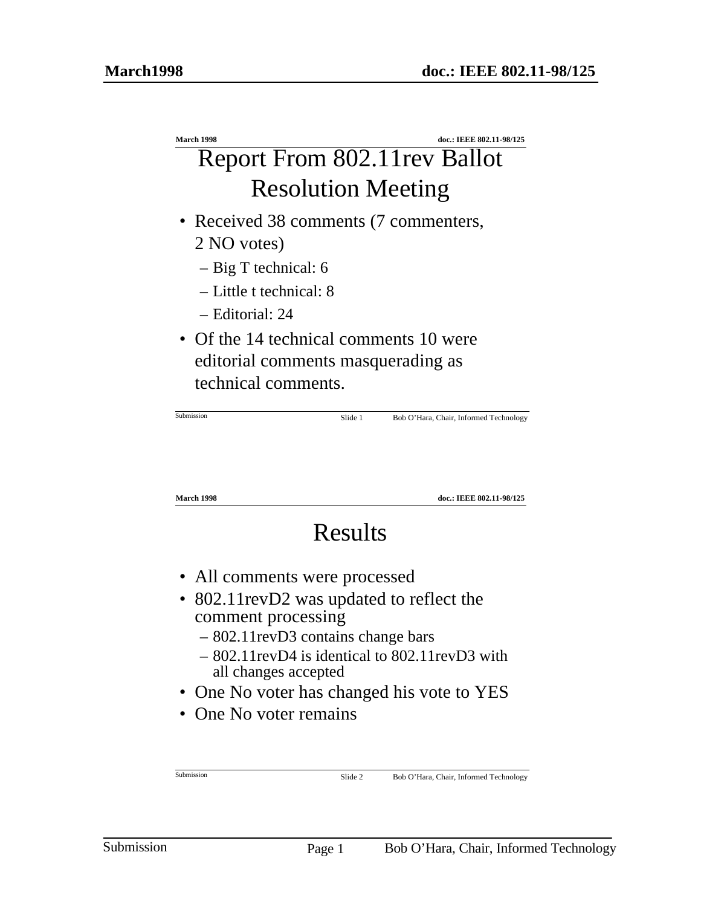# Report From 802.11rev Ballot Resolution Meeting

- Received 38 comments (7 commenters, 2 NO votes)
  - Big T technical: 6
  - Little t technical: 8
  - Editorial: 24
- Of the 14 technical comments 10 were editorial comments masquerading as technical comments.

# Results

- All comments were processed
- 802.11revD2 was updated to reflect the comment processing
  - 802.11revD3 contains change bars
  - 802.11revD4 is identical to 802.11revD3 with all changes accepted
- One No voter has changed his vote to YES
- One No voter remains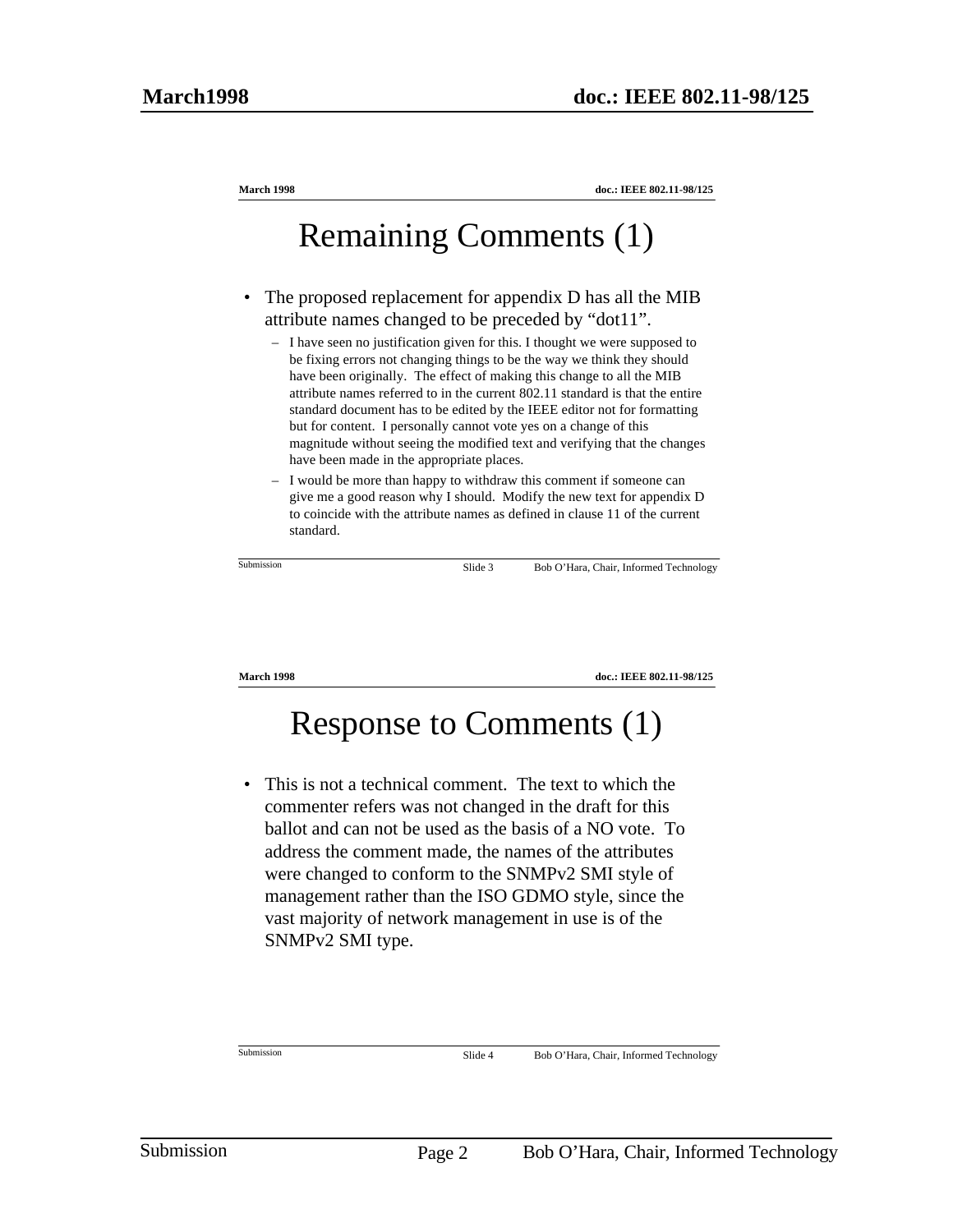# Remaining Comments (1)

- The proposed replacement for appendix D has all the MIB attribute names changed to be preceded by “dot11”.
  - I have seen no justification given for this. I thought we were supposed to be fixing errors not changing things to be the way we think they should have been originally. The effect of making this change to all the MIB attribute names referred to in the current 802.11 standard is that the entire standard document has to be edited by the IEEE editor not for formatting but for content. I personally cannot vote yes on a change of this magnitude without seeing the modified text and verifying that the changes have been made in the appropriate places.
  - I would be more than happy to withdraw this comment if someone can give me a good reason why I should. Modify the new text for appendix D to coincide with the attribute names as defined in clause 11 of the current standard.

# Response to Comments (1)

- This is not a technical comment. The text to which the commenter refers was not changed in the draft for this ballot and can not be used as the basis of a NO vote. To address the comment made, the names of the attributes were changed to conform to the SNMPv2 SMI style of management rather than the ISO GDMO style, since the vast majority of network management in use is of the SNMPv2 SMI type.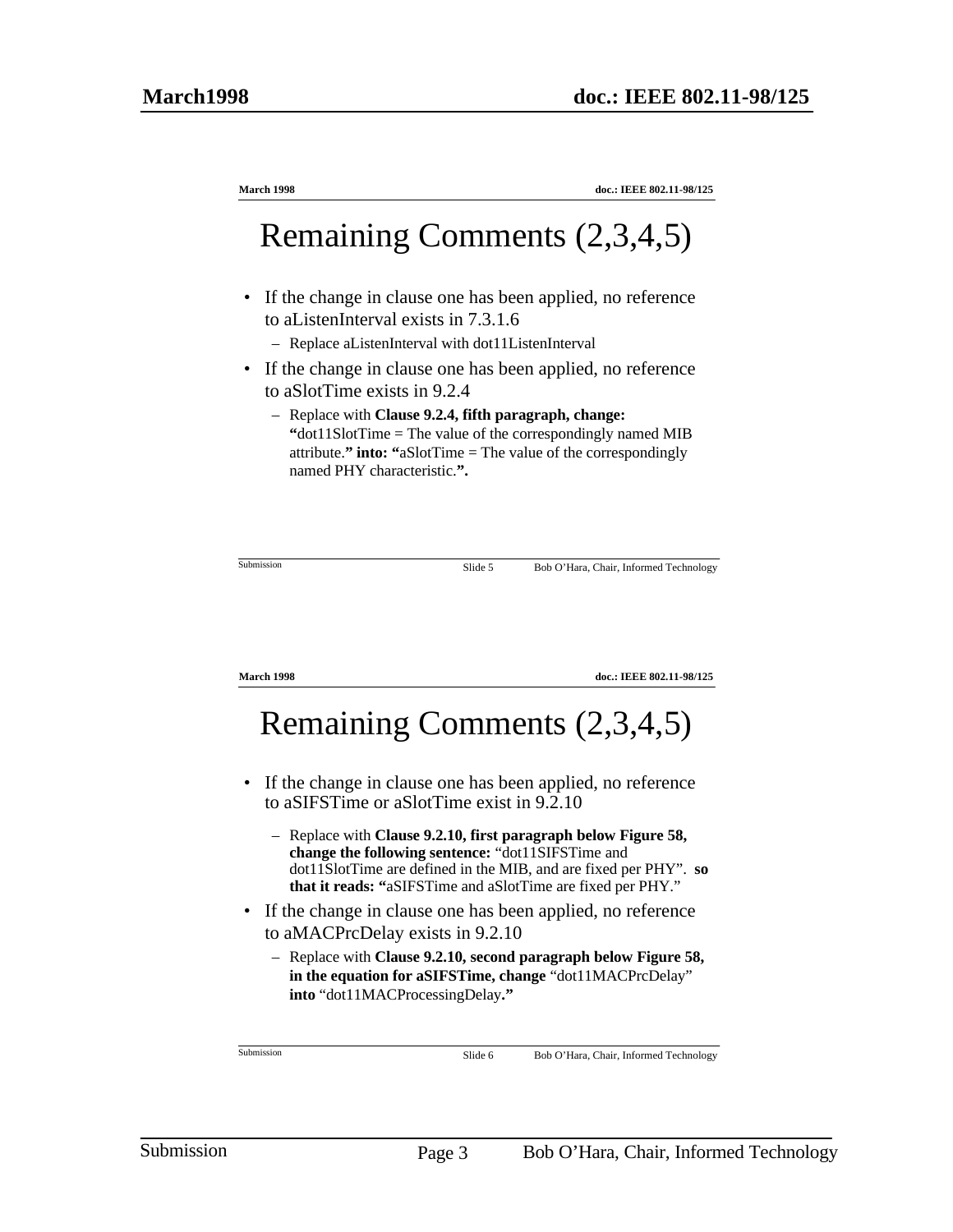# Remaining Comments (2,3,4,5)

- If the change in clause one has been applied, no reference to aListenInterval exists in 7.3.1.6
  - Replace aListenInterval with dot11ListenInterval
- If the change in clause one has been applied, no reference to aSlotTime exists in 9.2.4
  - Replace with **Clause 9.2.4, fifth paragraph, change: "**dot11SlotTime = The value of the correspondingly named MIB attribute.**" into: "**aSlotTime = The value of the correspondingly named PHY characteristic.**".**

# Remaining Comments (2,3,4,5)

- If the change in clause one has been applied, no reference to aSIFSTime or aSlotTime exist in 9.2.10
  - Replace with **Clause 9.2.10, first paragraph below Figure 58, change the following sentence:** "dot11SIFSTime and dot11SlotTime are defined in the MIB, and are fixed per PHY". **so that it reads: "**aSIFSTime and aSlotTime are fixed per PHY."
- If the change in clause one has been applied, no reference to aMACPrcDelay exists in 9.2.10
  - Replace with **Clause 9.2.10, second paragraph below Figure 58, in the equation for aSIFSTime, change** "dot11MACPrcDelay" **into** "dot11MACProcessingDelay**."**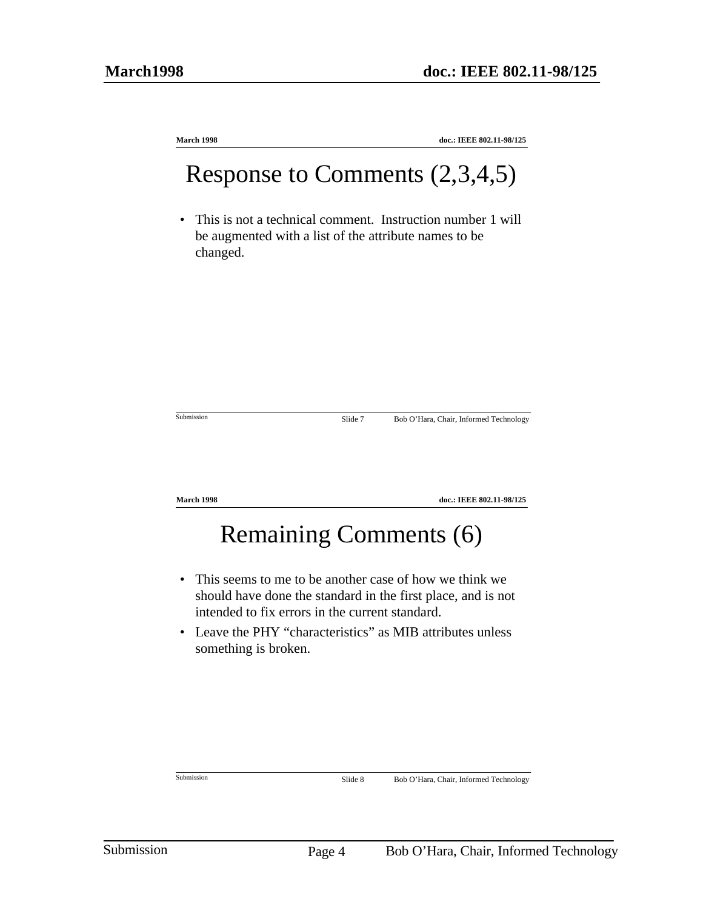# Response to Comments (2,3,4,5)

- This is not a technical comment. Instruction number 1 will be augmented with a list of the attribute names to be changed.

# Remaining Comments (6)

- This seems to me to be another case of how we think we should have done the standard in the first place, and is not intended to fix errors in the current standard.
- Leave the PHY "characteristics" as MIB attributes unless something is broken.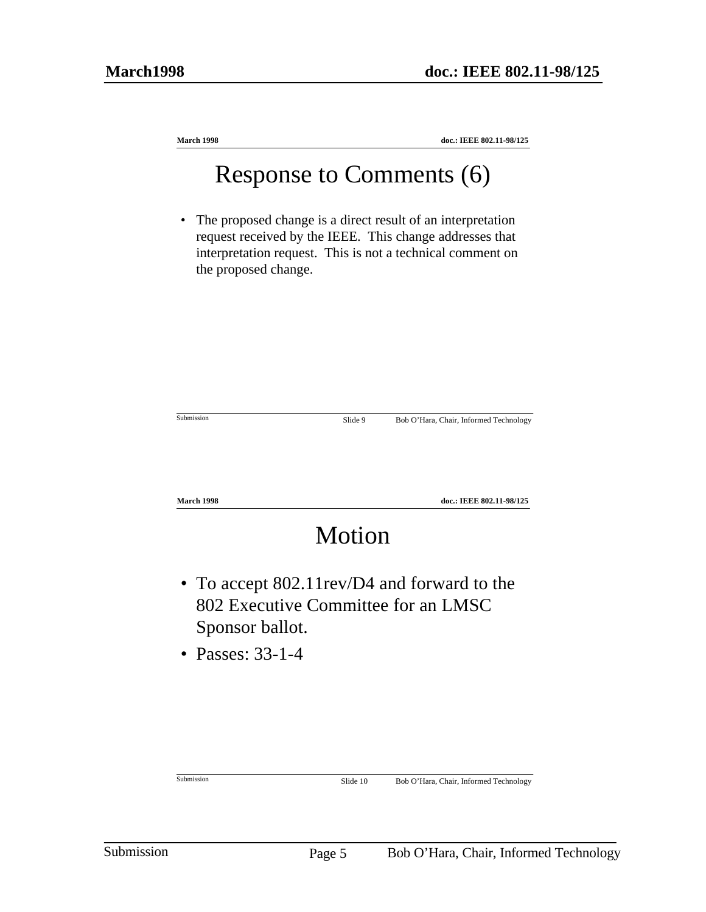# Response to Comments (6)

- The proposed change is a direct result of an interpretation request received by the IEEE. This change addresses that interpretation request. This is not a technical comment on the proposed change.

# Motion

- To accept 802.11rev/D4 and forward to the 802 Executive Committee for an LMSC Sponsor ballot.
- Passes: 33-1-4